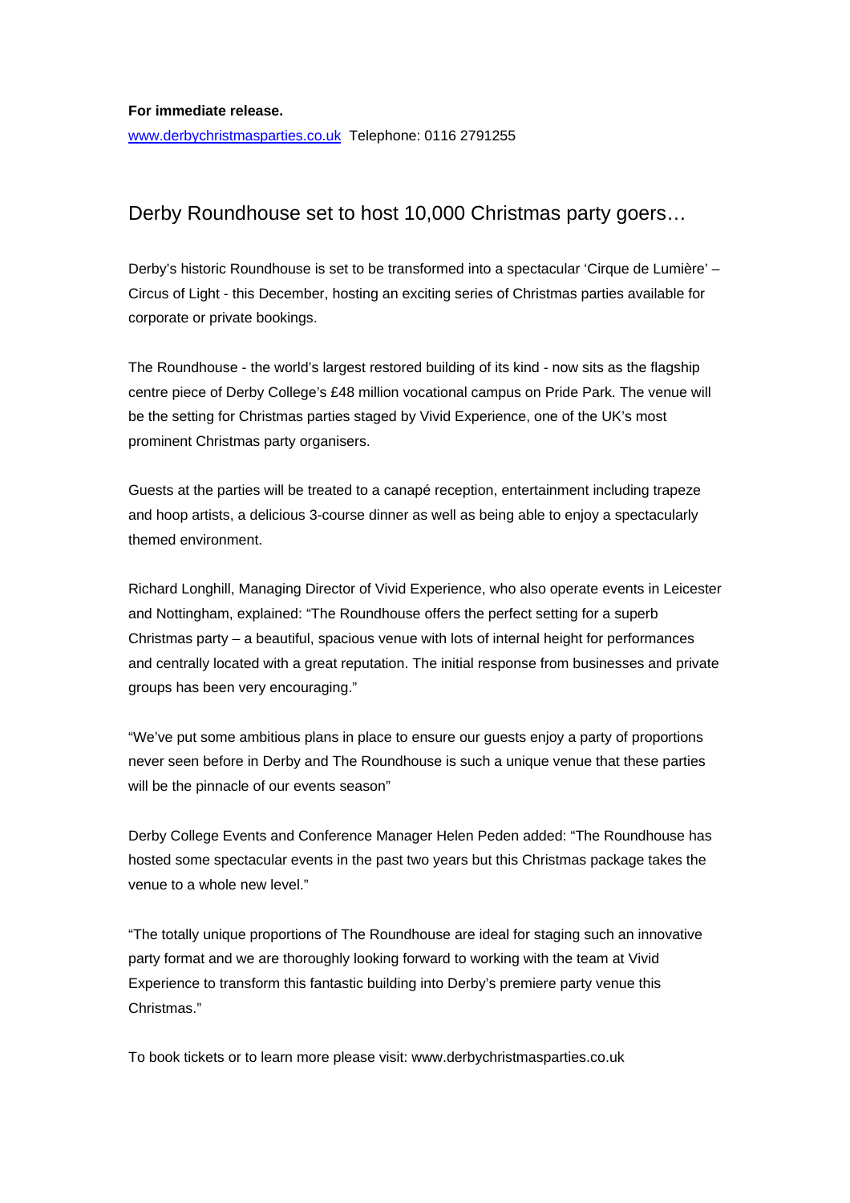**For immediate release.**

www.derbychristmasparties.co.uk Telephone: 0116 2791255

# Derby Roundhouse set to host 10,000 Christmas party goers…

Derby's historic Roundhouse is set to be transformed into a spectacular 'Cirque de Lumière' – Circus of Light - this December, hosting an exciting series of Christmas parties available for corporate or private bookings.

The Roundhouse - the world's largest restored building of its kind - now sits as the flagship centre piece of Derby College's £48 million vocational campus on Pride Park. The venue will be the setting for Christmas parties staged by Vivid Experience, one of the UK's most prominent Christmas party organisers.

Guests at the parties will be treated to a canapé reception, entertainment including trapeze and hoop artists, a delicious 3-course dinner as well as being able to enjoy a spectacularly themed environment.

Richard Longhill, Managing Director of Vivid Experience, who also operate events in Leicester and Nottingham, explained: "The Roundhouse offers the perfect setting for a superb Christmas party – a beautiful, spacious venue with lots of internal height for performances and centrally located with a great reputation. The initial response from businesses and private groups has been very encouraging."

"We've put some ambitious plans in place to ensure our guests enjoy a party of proportions never seen before in Derby and The Roundhouse is such a unique venue that these parties will be the pinnacle of our events season"

Derby College Events and Conference Manager Helen Peden added: "The Roundhouse has hosted some spectacular events in the past two years but this Christmas package takes the venue to a whole new level."

"The totally unique proportions of The Roundhouse are ideal for staging such an innovative party format and we are thoroughly looking forward to working with the team at Vivid Experience to transform this fantastic building into Derby's premiere party venue this Christmas."

To book tickets or to learn more please visit: www.derbychristmasparties.co.uk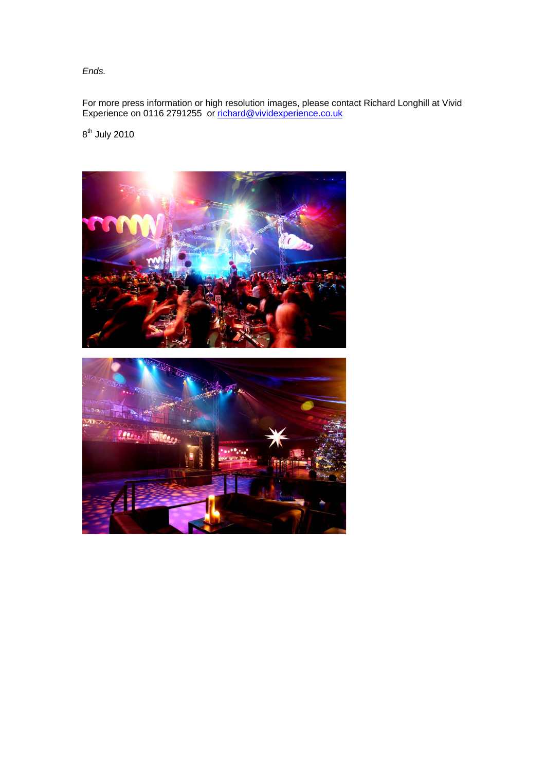*Ends.*

For more press information or high resolution images, please contact Richard Longhill at Vivid Experience on 0116 2791255 or richard@vividexperience.co.uk

8th July 2010